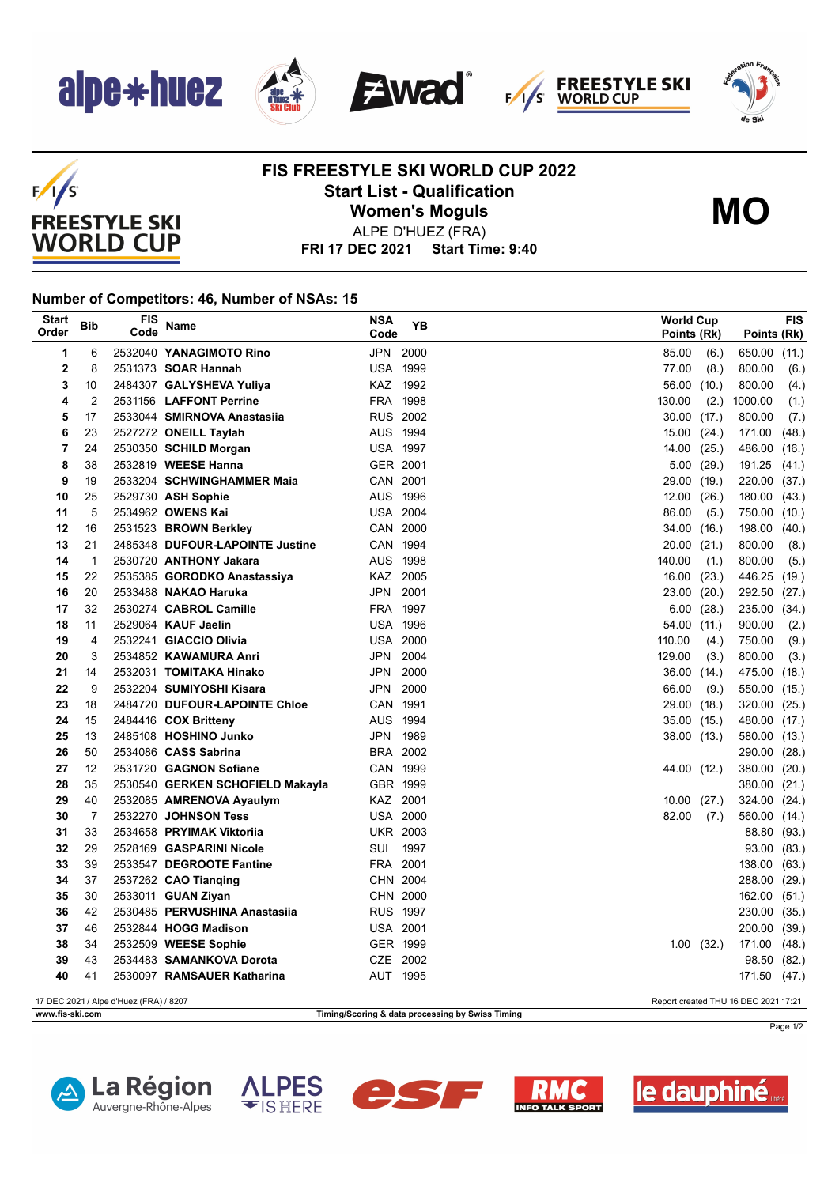# FIS FREESTYLE SKI WORLD CUP 2022

## Start List - Qualification

## Women's Moguls

**MO**

ALPE D'HUEZ (FRA)

**FRI 17 DEC 2021 Start Time: 9:40**

### Number of Competitors: 46, Number of NSAs: 15

| Start Order | Bib | FIS Code | Name | NSA Code | YB | World Cup Points (Rk) | FIS Points (Rk) |
|---|---|---|---|---|---|---|---|
| 1 | 6 | 2532040 | **YANAGIMOTO Rino** | JPN | 2000 | 85.00 (6.) | 650.00 (11.) |
| 2 | 8 | 2531373 | **SOAR Hannah** | USA | 1999 | 77.00 (8.) | 800.00 (6.) |
| 3 | 10 | 2484307 | **GALYSHEVA Yuliya** | KAZ | 1992 | 56.00 (10.) | 800.00 (4.) |
| 4 | 2 | 2531156 | **LAFFONT Perrine** | FRA | 1998 | 130.00 (2.) | 1000.00 (1.) |
| 5 | 17 | 2533044 | **SMIRNOVA Anastasiia** | RUS | 2002 | 30.00 (17.) | 800.00 (7.) |
| 6 | 23 | 2527272 | **ONEILL Taylah** | AUS | 1994 | 15.00 (24.) | 171.00 (48.) |
| 7 | 24 | 2530350 | **SCHILD Morgan** | USA | 1997 | 14.00 (25.) | 486.00 (16.) |
| 8 | 38 | 2532819 | **WEESE Hanna** | GER | 2001 | 5.00 (29.) | 191.25 (41.) |
| 9 | 19 | 2533204 | **SCHWINGHAMMER Maia** | CAN | 2001 | 29.00 (19.) | 220.00 (37.) |
| 10 | 25 | 2529730 | **ASH Sophie** | AUS | 1996 | 12.00 (26.) | 180.00 (43.) |
| 11 | 5 | 2534962 | **OWENS Kai** | USA | 2004 | 86.00 (5.) | 750.00 (10.) |
| 12 | 16 | 2531523 | **BROWN Berkley** | CAN | 2000 | 34.00 (16.) | 198.00 (40.) |
| 13 | 21 | 2485348 | **DUFOUR-LAPOINTE Justine** | CAN | 1994 | 20.00 (21.) | 800.00 (8.) |
| 14 | 1 | 2530720 | **ANTHONY Jakara** | AUS | 1998 | 140.00 (1.) | 800.00 (5.) |
| 15 | 22 | 2535385 | **GORODKO Anastassiya** | KAZ | 2005 | 16.00 (23.) | 446.25 (19.) |
| 16 | 20 | 2533488 | **NAKAO Haruka** | JPN | 2001 | 23.00 (20.) | 292.50 (27.) |
| 17 | 32 | 2530274 | **CABROL Camille** | FRA | 1997 | 6.00 (28.) | 235.00 (34.) |
| 18 | 11 | 2529064 | **KAUF Jaelin** | USA | 1996 | 54.00 (11.) | 900.00 (2.) |
| 19 | 4 | 2532241 | **GIACCIO Olivia** | USA | 2000 | 110.00 (4.) | 750.00 (9.) |
| 20 | 3 | 2534852 | **KAWAMURA Anri** | JPN | 2004 | 129.00 (3.) | 800.00 (3.) |
| 21 | 14 | 2532031 | **TOMITAKA Hinako** | JPN | 2000 | 36.00 (14.) | 475.00 (18.) |
| 22 | 9 | 2532204 | **SUMIYOSHI Kisara** | JPN | 2000 | 66.00 (9.) | 550.00 (15.) |
| 23 | 18 | 2484720 | **DUFOUR-LAPOINTE Chloe** | CAN | 1991 | 29.00 (18.) | 320.00 (25.) |
| 24 | 15 | 2484416 | **COX Britteny** | AUS | 1994 | 35.00 (15.) | 480.00 (17.) |
| 25 | 13 | 2485108 | **HOSHINO Junko** | JPN | 1989 | 38.00 (13.) | 580.00 (13.) |
| 26 | 50 | 2534086 | **CASS Sabrina** | BRA | 2002 | | 290.00 (28.) |
| 27 | 12 | 2531720 | **GAGNON Sofiane** | CAN | 1999 | 44.00 (12.) | 380.00 (20.) |
| 28 | 35 | 2530540 | **GERKEN SCHOFIELD Makayla** | GBR | 1999 | | 380.00 (21.) |
| 29 | 40 | 2532085 | **AMRENOVA Ayaulym** | KAZ | 2001 | 10.00 (27.) | 324.00 (24.) |
| 30 | 7 | 2532270 | **JOHNSON Tess** | USA | 2000 | 82.00 (7.) | 560.00 (14.) |
| 31 | 33 | 2534658 | **PRYIMAK Viktoriia** | UKR | 2003 | | 88.80 (93.) |
| 32 | 29 | 2528169 | **GASPARINI Nicole** | SUI | 1997 | | 93.00 (83.) |
| 33 | 39 | 2533547 | **DEGROOTE Fantine** | FRA | 2001 | | 138.00 (63.) |
| 34 | 37 | 2537262 | **CAO Tianqing** | CHN | 2004 | | 288.00 (29.) |
| 35 | 30 | 2533011 | **GUAN Ziyan** | CHN | 2000 | | 162.00 (51.) |
| 36 | 42 | 2530485 | **PERVUSHINA Anastasiia** | RUS | 1997 | | 230.00 (35.) |
| 37 | 46 | 2532844 | **HOGG Madison** | USA | 2001 | | 200.00 (39.) |
| 38 | 34 | 2532509 | **WEESE Sophie** | GER | 1999 | 1.00 (32.) | 171.00 (48.) |
| 39 | 43 | 2534483 | **SAMANKOVA Dorota** | CZE | 2002 | | 98.50 (82.) |
| 40 | 41 | 2530097 | **RAMSAUER Katharina** | AUT | 1995 | | 171.50 (47.) |

17 DEC 2021 / Alpe d'Huez (FRA) / 8207

Report created THU 16 DEC 2021 17:21

www.fis-ski.com

Timing/Scoring & data processing by Swiss Timing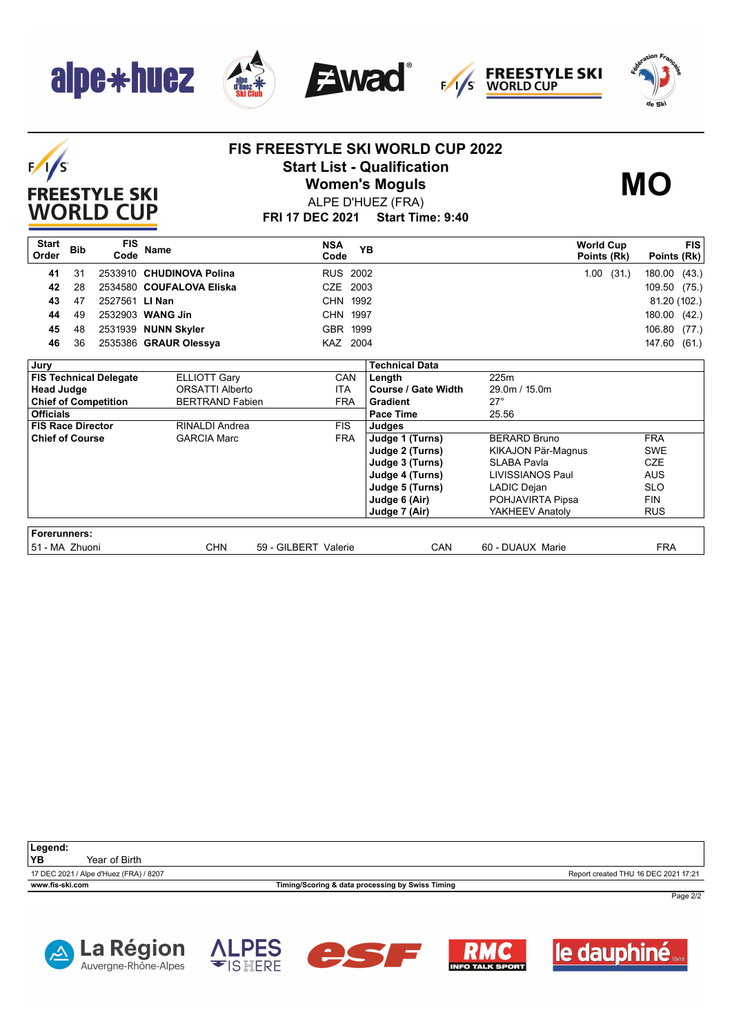# FIS FREESTYLE SKI WORLD CUP 2022

## Start List - Qualification

## Women's Moguls

**MO**

ALPE D'HUEZ (FRA)

**FRI 17 DEC 2021 Start Time: 9:40**

| Start Order | Bib | FIS Code | Name | NSA Code | YB | World Cup Points (Rk) | FIS Points (Rk) |
|---|---|---|---|---|---|---|---|
| **41** | 31 | 2533910 | **CHUDINOVA Polina** | RUS | 2002 | 1.00 (31.) | 180.00 (43.) |
| **42** | 28 | 2534580 | **COUFALOVA Eliska** | CZE | 2003 | | 109.50 (75.) |
| **43** | 47 | 2527561 | **LI Nan** | CHN | 1992 | | 81.20 (102.) |
| **44** | 49 | 2532903 | **WANG Jin** | CHN | 1997 | | 180.00 (42.) |
| **45** | 48 | 2531939 | **NUNN Skyler** | GBR | 1999 | | 106.80 (77.) |
| **46** | 36 | 2535386 | **GRAUR Olessya** | KAZ | 2004 | | 147.60 (61.) |

| Jury | | |
|---|---|---|
| **FIS Technical Delegate** | ELLIOTT Gary | CAN |
| **Head Judge** | ORSATTI Alberto | ITA |
| **Chief of Competition** | BERTRAND Fabien | FRA |
| **Officials** | | |
| **FIS Race Director** | RINALDI Andrea | FIS |
| **Chief of Course** | GARCIA Marc | FRA |

| Technical Data | | |
|---|---|---|
| **Length** | 225m | |
| **Course / Gate Width** | 29.0m / 15.0m | |
| **Gradient** | 27° | |
| **Pace Time** | 25.56 | |
| **Judges** | | |
| **Judge 1 (Turns)** | BERARD Bruno | FRA |
| **Judge 2 (Turns)** | KIKAJON Pär-Magnus | SWE |
| **Judge 3 (Turns)** | SLABA Pavla | CZE |
| **Judge 4 (Turns)** | LIVISSIANOS Paul | AUS |
| **Judge 5 (Turns)** | LADIC Dejan | SLO |
| **Judge 6 (Air)** | POHJAVIRTA Pipsa | FIN |
| **Judge 7 (Air)** | YAKHEEV Anatoly | RUS |

**Forerunners:**

| | | | | | |
|---|---|---|---|---|---|
| 51 - MA Zhuoni | CHN | 59 - GILBERT Valerie | CAN | 60 - DUAUX Marie | FRA |

**Legend:**
**YB** Year of Birth

17 DEC 2021 / Alpe d'Huez (FRA) / 8207 — Report created THU 16 DEC 2021 17:21

**www.fis-ski.com** — **Timing/Scoring & data processing by Swiss Timing**